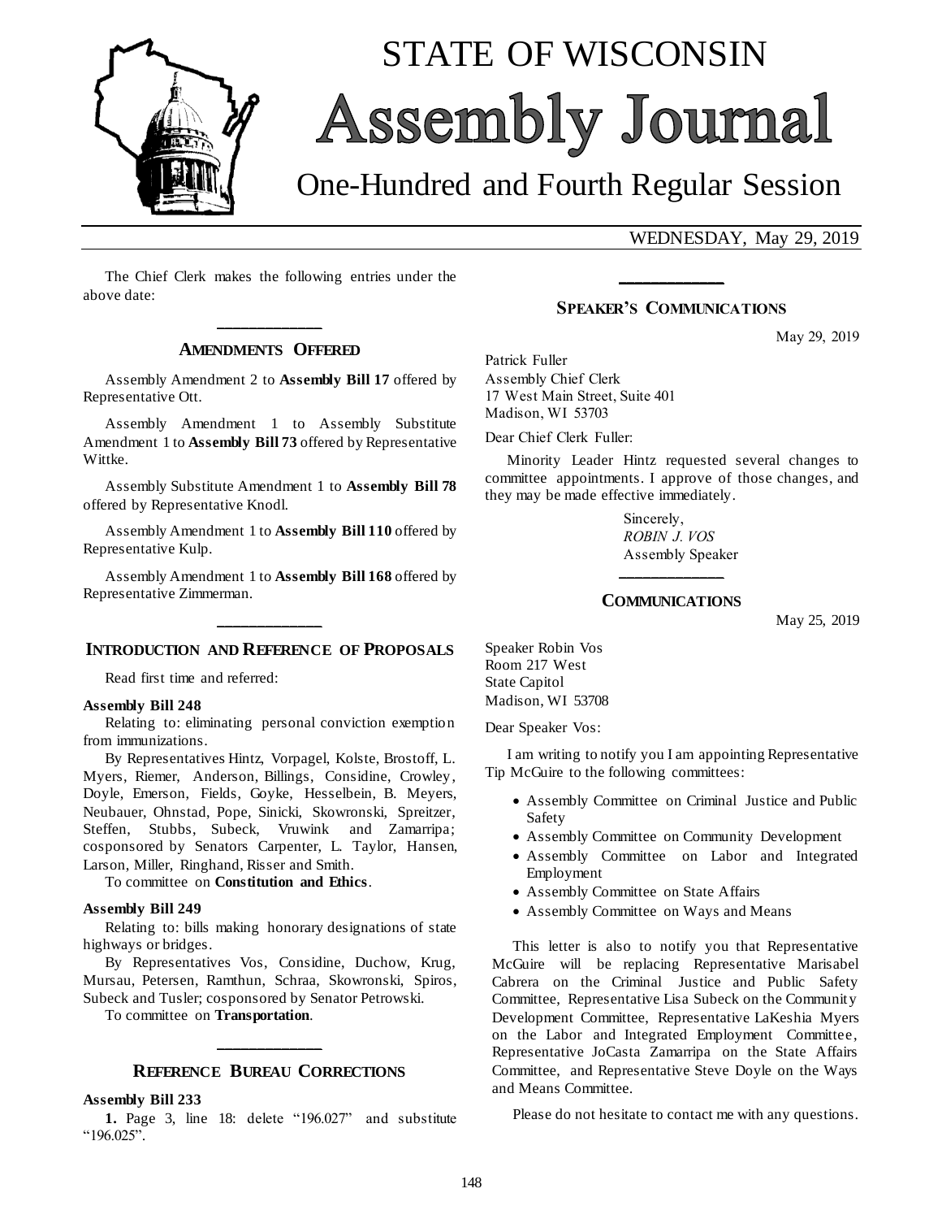# STATE OF WISCONSIN Assembly Journal

## One-Hundred and Fourth Regular Session

WEDNESDAY, May 29, 2019

The Chief Clerk makes the following entries under the above date:

---

## AMENDMENTS OFFERED

Assembly Amendment 2 to **Assembly Bill 17** offered by Representative Ott.

Assembly Amendment 1 to Assembly Substitute Amendment 1 to **Assembly Bill 73** offered by Representative Wittke.

Assembly Substitute Amendment 1 to **Assembly Bill 78** offered by Representative Knodl.

Assembly Amendment 1 to **Assembly Bill 110** offered by Representative Kulp.

Assembly Amendment 1 to **Assembly Bill 168** offered by Representative Zimmerman.

---

## INTRODUCTION AND REFERENCE OF PROPOSALS

Read first time and referred:

**Assembly Bill 248**

Relating to: eliminating personal conviction exemption from immunizations.

By Representatives Hintz, Vorpagel, Kolste, Brostoff, L. Myers, Riemer, Anderson, Billings, Considine, Crowley, Doyle, Emerson, Fields, Goyke, Hesselbein, B. Meyers, Neubauer, Ohnstad, Pope, Sinicki, Skowronski, Spreitzer, Steffen, Stubbs, Subeck, Vruwink and Zamarripa; cosponsored by Senators Carpenter, L. Taylor, Hansen, Larson, Miller, Ringhand, Risser and Smith.

To committee on **Constitution and Ethics**.

**Assembly Bill 249**

Relating to: bills making honorary designations of state highways or bridges.

By Representatives Vos, Considine, Duchow, Krug, Mursau, Petersen, Ramthun, Schraa, Skowronski, Spiros, Subeck and Tusler; cosponsored by Senator Petrowski.

To committee on **Transportation**.

---

## REFERENCE BUREAU CORRECTIONS

**Assembly Bill 233**

**1.** Page 3, line 18: delete "196.027" and substitute "196.025".

---

## SPEAKER'S COMMUNICATIONS

May 29, 2019

Patrick Fuller
Assembly Chief Clerk
17 West Main Street, Suite 401
Madison, WI 53703

Dear Chief Clerk Fuller:

Minority Leader Hintz requested several changes to committee appointments. I approve of those changes, and they may be made effective immediately.

Sincerely,
*ROBIN J. VOS*
Assembly Speaker

---

## COMMUNICATIONS

May 25, 2019

Speaker Robin Vos
Room 217 West
State Capitol
Madison, WI 53708

Dear Speaker Vos:

I am writing to notify you I am appointing Representative Tip McGuire to the following committees:

- Assembly Committee on Criminal Justice and Public Safety
- Assembly Committee on Community Development
- Assembly Committee on Labor and Integrated Employment
- Assembly Committee on State Affairs
- Assembly Committee on Ways and Means

This letter is also to notify you that Representative McGuire will be replacing Representative Marisabel Cabrera on the Criminal Justice and Public Safety Committee, Representative Lisa Subeck on the Community Development Committee, Representative LaKeshia Myers on the Labor and Integrated Employment Committee, Representative JoCasta Zamarripa on the State Affairs Committee, and Representative Steve Doyle on the Ways and Means Committee.

Please do not hesitate to contact me with any questions.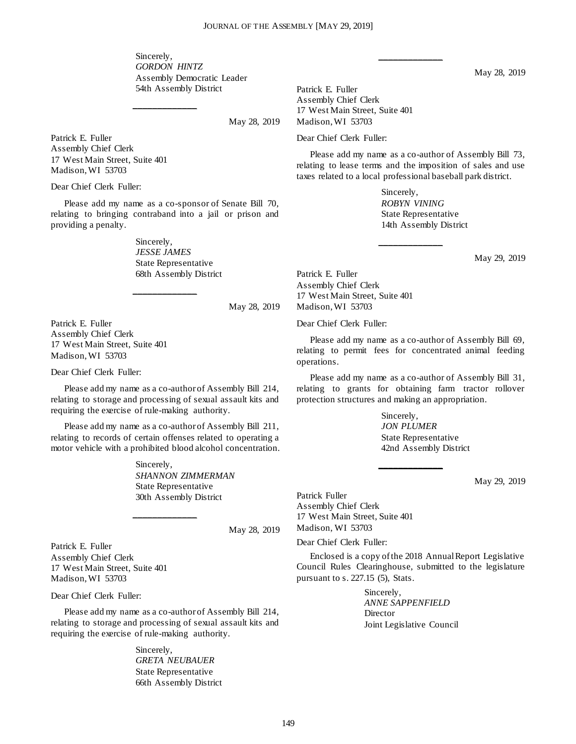Sincerely,
*GORDON HINTZ*
Assembly Democratic Leader
54th Assembly District

---

May 28, 2019

Patrick E. Fuller
Assembly Chief Clerk
17 West Main Street, Suite 401
Madison, WI 53703

Dear Chief Clerk Fuller:

Please add my name as a co-sponsor of Senate Bill 70, relating to bringing contraband into a jail or prison and providing a penalty.

Sincerely,
*JESSE JAMES*
State Representative
68th Assembly District

---

May 28, 2019

Patrick E. Fuller
Assembly Chief Clerk
17 West Main Street, Suite 401
Madison, WI 53703

Dear Chief Clerk Fuller:

Please add my name as a co-author of Assembly Bill 214, relating to storage and processing of sexual assault kits and requiring the exercise of rule-making authority.

Please add my name as a co-author of Assembly Bill 211, relating to records of certain offenses related to operating a motor vehicle with a prohibited blood alcohol concentration.

Sincerely,
*SHANNON ZIMMERMAN*
State Representative
30th Assembly District

---

May 28, 2019

Patrick E. Fuller
Assembly Chief Clerk
17 West Main Street, Suite 401
Madison, WI 53703

Dear Chief Clerk Fuller:

Please add my name as a co-author of Assembly Bill 214, relating to storage and processing of sexual assault kits and requiring the exercise of rule-making authority.

Sincerely,
*GRETA NEUBAUER*
State Representative
66th Assembly District

---

May 28, 2019

Patrick E. Fuller
Assembly Chief Clerk
17 West Main Street, Suite 401
Madison, WI 53703

Dear Chief Clerk Fuller:

Please add my name as a co-author of Assembly Bill 73, relating to lease terms and the imposition of sales and use taxes related to a local professional baseball park district.

Sincerely,
*ROBYN VINING*
State Representative
14th Assembly District

---

May 29, 2019

Patrick E. Fuller
Assembly Chief Clerk
17 West Main Street, Suite 401
Madison, WI 53703

Dear Chief Clerk Fuller:

Please add my name as a co-author of Assembly Bill 69, relating to permit fees for concentrated animal feeding operations.

Please add my name as a co-author of Assembly Bill 31, relating to grants for obtaining farm tractor rollover protection structures and making an appropriation.

Sincerely,
*JON PLUMER*
State Representative
42nd Assembly District

---

May 29, 2019

Patrick Fuller
Assembly Chief Clerk
17 West Main Street, Suite 401
Madison, WI 53703

Dear Chief Clerk Fuller:

Enclosed is a copy of the 2018 Annual Report Legislative Council Rules Clearinghouse, submitted to the legislature pursuant to s. 227.15 (5), Stats.

Sincerely,
*ANNE SAPPENFIELD*
Director
Joint Legislative Council